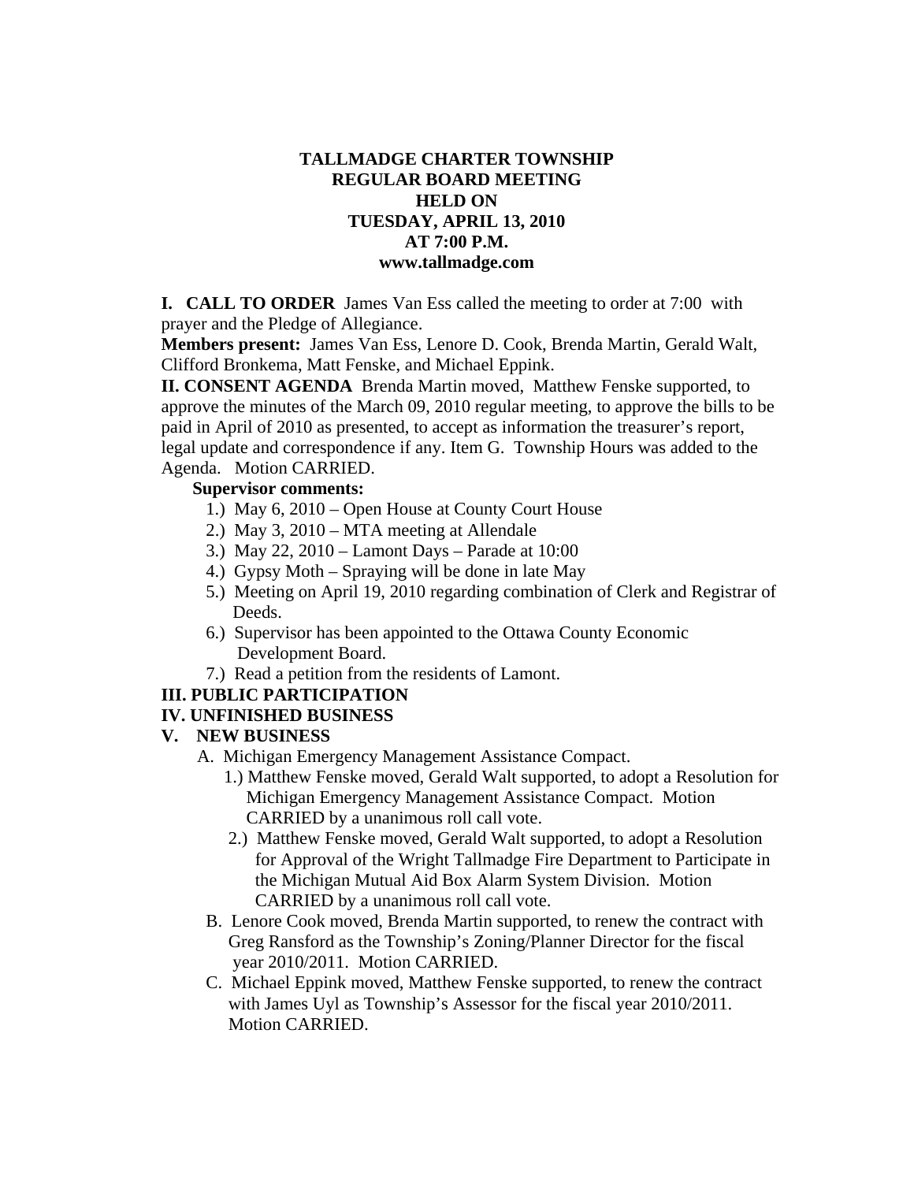**TALLMADGE CHARTER TOWNSHIP**
**REGULAR BOARD MEETING**
**HELD ON**
**TUESDAY, APRIL 13, 2010**
**AT 7:00 P.M.**
**www.tallmadge.com**

**I. CALL TO ORDER** James Van Ess called the meeting to order at 7:00 with prayer and the Pledge of Allegiance.

**Members present:** James Van Ess, Lenore D. Cook, Brenda Martin, Gerald Walt, Clifford Bronkema, Matt Fenske, and Michael Eppink.

**II. CONSENT AGENDA** Brenda Martin moved, Matthew Fenske supported, to approve the minutes of the March 09, 2010 regular meeting, to approve the bills to be paid in April of 2010 as presented, to accept as information the treasurer's report, legal update and correspondence if any. Item G. Township Hours was added to the Agenda. Motion CARRIED.

**Supervisor comments:**

1.) May 6, 2010 – Open House at County Court House
2.) May 3, 2010 – MTA meeting at Allendale
3.) May 22, 2010 – Lamont Days – Parade at 10:00
4.) Gypsy Moth – Spraying will be done in late May
5.) Meeting on April 19, 2010 regarding combination of Clerk and Registrar of Deeds.
6.) Supervisor has been appointed to the Ottawa County Economic Development Board.
7.) Read a petition from the residents of Lamont.

**III. PUBLIC PARTICIPATION**

**IV. UNFINISHED BUSINESS**

**V. NEW BUSINESS**

A. Michigan Emergency Management Assistance Compact.

1.) Matthew Fenske moved, Gerald Walt supported, to adopt a Resolution for Michigan Emergency Management Assistance Compact. Motion CARRIED by a unanimous roll call vote.

2.) Matthew Fenske moved, Gerald Walt supported, to adopt a Resolution for Approval of the Wright Tallmadge Fire Department to Participate in the Michigan Mutual Aid Box Alarm System Division. Motion CARRIED by a unanimous roll call vote.

B. Lenore Cook moved, Brenda Martin supported, to renew the contract with Greg Ransford as the Township's Zoning/Planner Director for the fiscal year 2010/2011. Motion CARRIED.

C. Michael Eppink moved, Matthew Fenske supported, to renew the contract with James Uyl as Township's Assessor for the fiscal year 2010/2011. Motion CARRIED.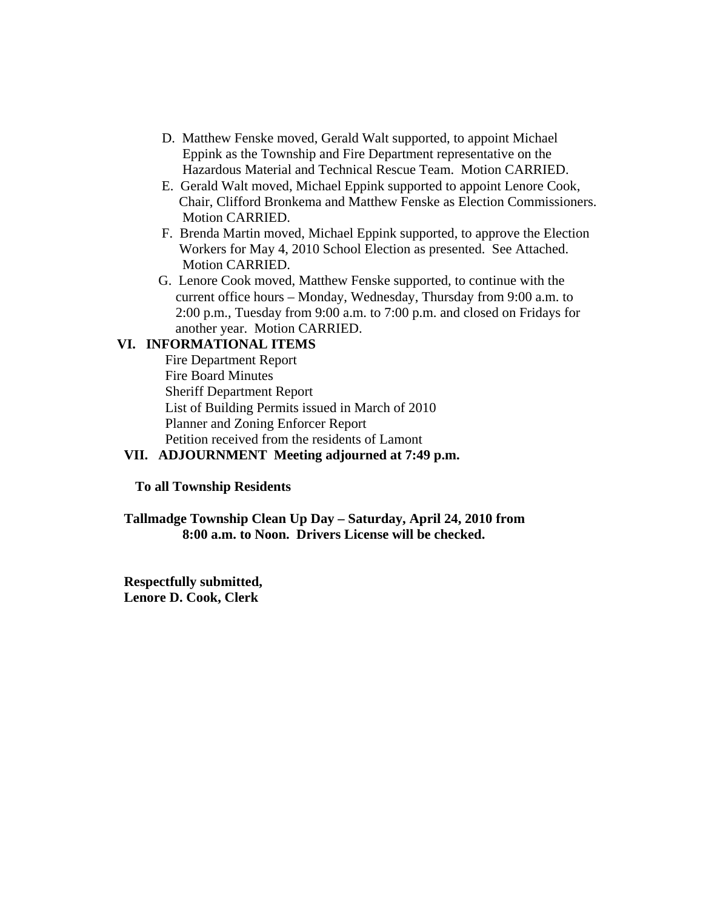D. Matthew Fenske moved, Gerald Walt supported, to appoint Michael Eppink as the Township and Fire Department representative on the Hazardous Material and Technical Rescue Team. Motion CARRIED.

E. Gerald Walt moved, Michael Eppink supported to appoint Lenore Cook, Chair, Clifford Bronkema and Matthew Fenske as Election Commissioners. Motion CARRIED.

F. Brenda Martin moved, Michael Eppink supported, to approve the Election Workers for May 4, 2010 School Election as presented. See Attached. Motion CARRIED.

G. Lenore Cook moved, Matthew Fenske supported, to continue with the current office hours – Monday, Wednesday, Thursday from 9:00 a.m. to 2:00 p.m., Tuesday from 9:00 a.m. to 7:00 p.m. and closed on Fridays for another year. Motion CARRIED.

**VI. INFORMATIONAL ITEMS**

Fire Department Report
Fire Board Minutes
Sheriff Department Report
List of Building Permits issued in March of 2010
Planner and Zoning Enforcer Report
Petition received from the residents of Lamont

**VII. ADJOURNMENT Meeting adjourned at 7:49 p.m.**

**To all Township Residents**

**Tallmadge Township Clean Up Day – Saturday, April 24, 2010 from 8:00 a.m. to Noon. Drivers License will be checked.**

**Respectfully submitted,**
**Lenore D. Cook, Clerk**